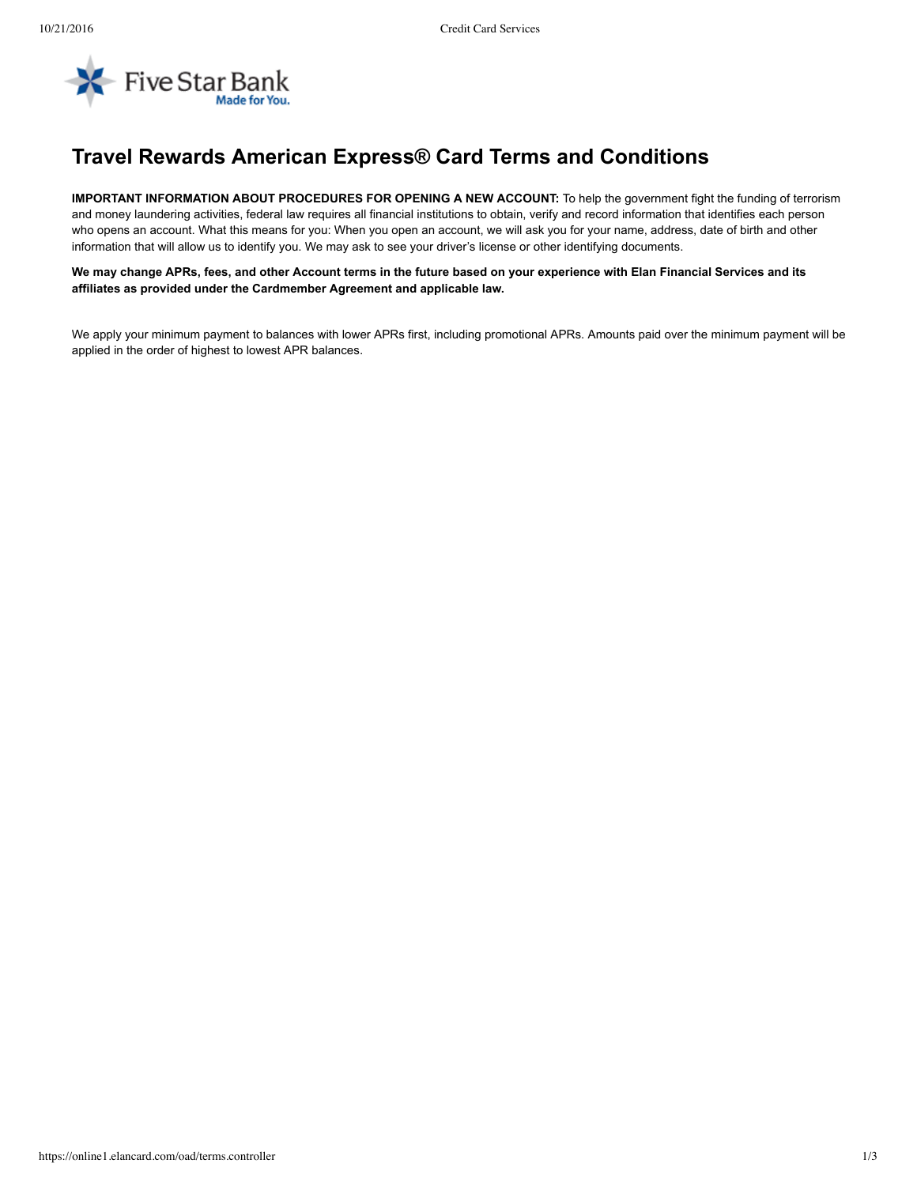Five Star Bank
Made for You.

# Travel Rewards American Express® Card Terms and Conditions

**IMPORTANT INFORMATION ABOUT PROCEDURES FOR OPENING A NEW ACCOUNT:** To help the government fight the funding of terrorism and money laundering activities, federal law requires all financial institutions to obtain, verify and record information that identifies each person who opens an account. What this means for you: When you open an account, we will ask you for your name, address, date of birth and other information that will allow us to identify you. We may ask to see your driver's license or other identifying documents.

**We may change APRs, fees, and other Account terms in the future based on your experience with Elan Financial Services and its affiliates as provided under the Cardmember Agreement and applicable law.**

We apply your minimum payment to balances with lower APRs first, including promotional APRs. Amounts paid over the minimum payment will be applied in the order of highest to lowest APR balances.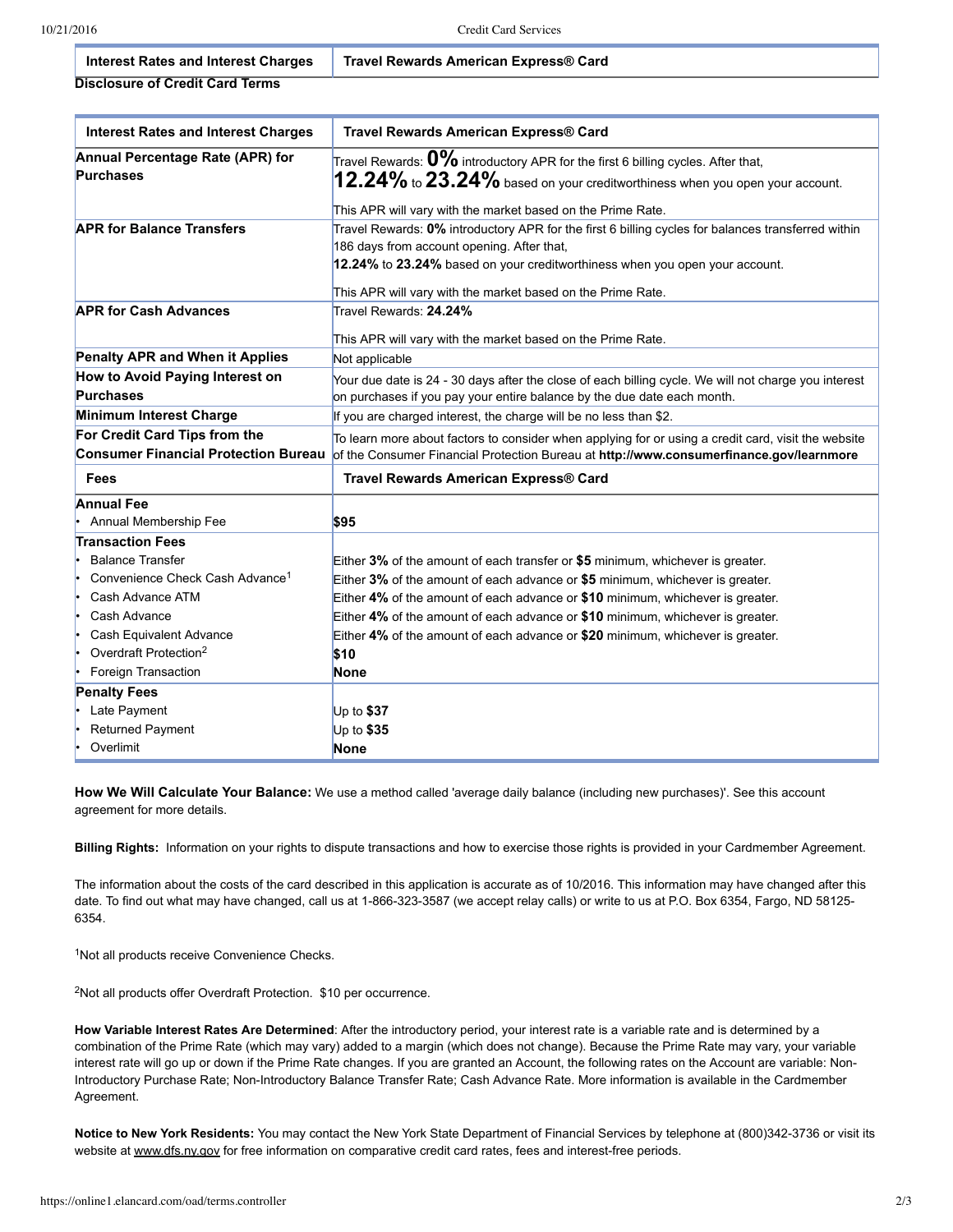| Interest Rates and Interest Charges | Travel Rewards American Express® Card |
| --- | --- |

**Disclosure of Credit Card Terms**

| Interest Rates and Interest Charges | Travel Rewards American Express® Card |
| --- | --- |
| **Annual Percentage Rate (APR) for Purchases** | Travel Rewards: **0%** introductory APR for the first 6 billing cycles. After that, **12.24%** to **23.24%** based on your creditworthiness when you open your account.<br><br>This APR will vary with the market based on the Prime Rate. |
| **APR for Balance Transfers** | Travel Rewards: **0%** introductory APR for the first 6 billing cycles for balances transferred within 186 days from account opening. After that, **12.24%** to **23.24%** based on your creditworthiness when you open your account.<br><br>This APR will vary with the market based on the Prime Rate. |
| **APR for Cash Advances** | Travel Rewards: **24.24%**<br><br>This APR will vary with the market based on the Prime Rate. |
| **Penalty APR and When it Applies** | Not applicable |
| **How to Avoid Paying Interest on Purchases** | Your due date is 24 - 30 days after the close of each billing cycle. We will not charge you interest on purchases if you pay your entire balance by the due date each month. |
| **Minimum Interest Charge** | If you are charged interest, the charge will be no less than $2. |
| **For Credit Card Tips from the Consumer Financial Protection Bureau** | To learn more about factors to consider when applying for or using a credit card, visit the website of the Consumer Financial Protection Bureau at **http://www.consumerfinance.gov/learnmore** |
| **Fees** | **Travel Rewards American Express® Card** |
| **Annual Fee** | |
| • Annual Membership Fee | **$95** |
| **Transaction Fees** | |
| • Balance Transfer | Either **3%** of the amount of each transfer or **$5** minimum, whichever is greater. |
| • Convenience Check Cash Advance[1] | Either **3%** of the amount of each advance or **$5** minimum, whichever is greater. |
| • Cash Advance ATM | Either **4%** of the amount of each advance or **$10** minimum, whichever is greater. |
| • Cash Advance | Either **4%** of the amount of each advance or **$10** minimum, whichever is greater. |
| • Cash Equivalent Advance | Either **4%** of the amount of each advance or **$20** minimum, whichever is greater. |
| • Overdraft Protection[2] | **$10** |
| • Foreign Transaction | **None** |
| **Penalty Fees** | |
| • Late Payment | Up to **$37** |
| • Returned Payment | Up to **$35** |
| • Overlimit | **None** |

**How We Will Calculate Your Balance:** We use a method called 'average daily balance (including new purchases)'. See this account agreement for more details.

**Billing Rights:** Information on your rights to dispute transactions and how to exercise those rights is provided in your Cardmember Agreement.

The information about the costs of the card described in this application is accurate as of 10/2016. This information may have changed after this date. To find out what may have changed, call us at 1-866-323-3587 (we accept relay calls) or write to us at P.O. Box 6354, Fargo, ND 58125-6354.

[1]Not all products receive Convenience Checks.

[2]Not all products offer Overdraft Protection. $10 per occurrence.

**How Variable Interest Rates Are Determined**: After the introductory period, your interest rate is a variable rate and is determined by a combination of the Prime Rate (which may vary) added to a margin (which does not change). Because the Prime Rate may vary, your variable interest rate will go up or down if the Prime Rate changes. If you are granted an Account, the following rates on the Account are variable: Non-Introductory Purchase Rate; Non-Introductory Balance Transfer Rate; Cash Advance Rate. More information is available in the Cardmember Agreement.

**Notice to New York Residents:** You may contact the New York State Department of Financial Services by telephone at (800)342-3736 or visit its website at www.dfs.ny.gov for free information on comparative credit card rates, fees and interest-free periods.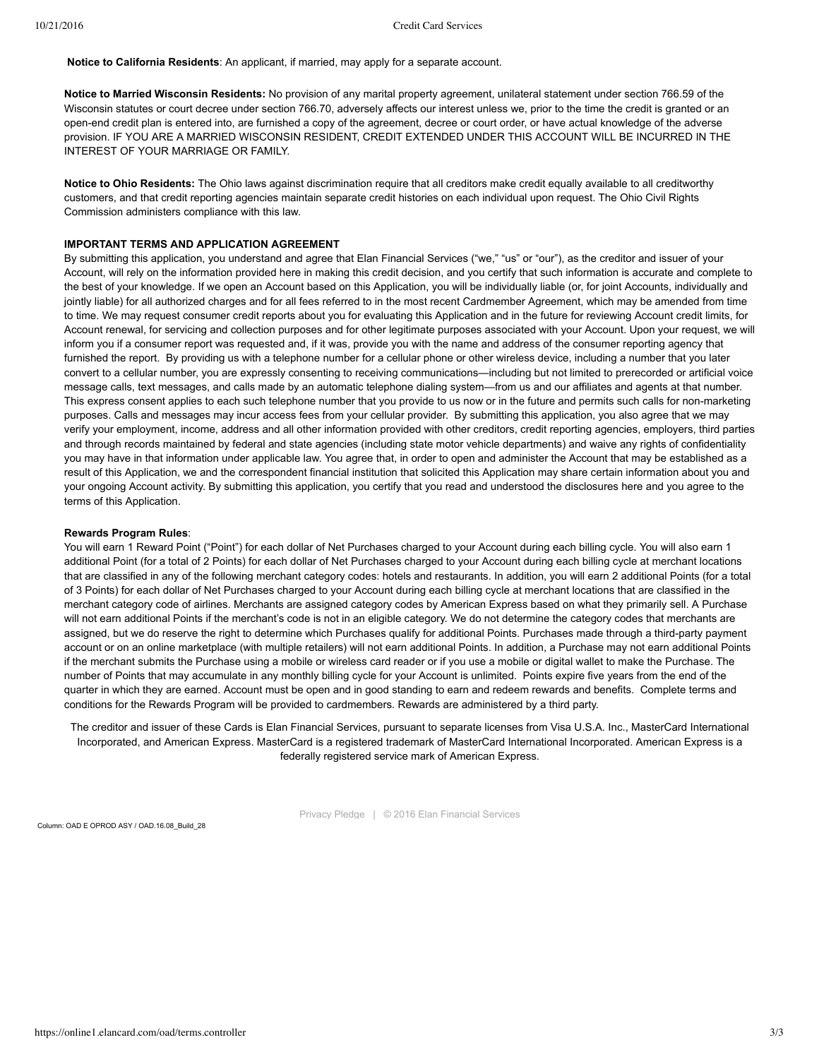**Notice to California Residents**: An applicant, if married, may apply for a separate account.

**Notice to Married Wisconsin Residents:** No provision of any marital property agreement, unilateral statement under section 766.59 of the Wisconsin statutes or court decree under section 766.70, adversely affects our interest unless we, prior to the time the credit is granted or an open-end credit plan is entered into, are furnished a copy of the agreement, decree or court order, or have actual knowledge of the adverse provision. IF YOU ARE A MARRIED WISCONSIN RESIDENT, CREDIT EXTENDED UNDER THIS ACCOUNT WILL BE INCURRED IN THE INTEREST OF YOUR MARRIAGE OR FAMILY.

**Notice to Ohio Residents:** The Ohio laws against discrimination require that all creditors make credit equally available to all creditworthy customers, and that credit reporting agencies maintain separate credit histories on each individual upon request. The Ohio Civil Rights Commission administers compliance with this law.

**IMPORTANT TERMS AND APPLICATION AGREEMENT**

By submitting this application, you understand and agree that Elan Financial Services ("we," "us" or "our"), as the creditor and issuer of your Account, will rely on the information provided here in making this credit decision, and you certify that such information is accurate and complete to the best of your knowledge. If we open an Account based on this Application, you will be individually liable (or, for joint Accounts, individually and jointly liable) for all authorized charges and for all fees referred to in the most recent Cardmember Agreement, which may be amended from time to time. We may request consumer credit reports about you for evaluating this Application and in the future for reviewing Account credit limits, for Account renewal, for servicing and collection purposes and for other legitimate purposes associated with your Account. Upon your request, we will inform you if a consumer report was requested and, if it was, provide you with the name and address of the consumer reporting agency that furnished the report. By providing us with a telephone number for a cellular phone or other wireless device, including a number that you later convert to a cellular number, you are expressly consenting to receiving communications—including but not limited to prerecorded or artificial voice message calls, text messages, and calls made by an automatic telephone dialing system—from us and our affiliates and agents at that number. This express consent applies to each such telephone number that you provide to us now or in the future and permits such calls for non-marketing purposes. Calls and messages may incur access fees from your cellular provider. By submitting this application, you also agree that we may verify your employment, income, address and all other information provided with other creditors, credit reporting agencies, employers, third parties and through records maintained by federal and state agencies (including state motor vehicle departments) and waive any rights of confidentiality you may have in that information under applicable law. You agree that, in order to open and administer the Account that may be established as a result of this Application, we and the correspondent financial institution that solicited this Application may share certain information about you and your ongoing Account activity. By submitting this application, you certify that you read and understood the disclosures here and you agree to the terms of this Application.

**Rewards Program Rules**:

You will earn 1 Reward Point ("Point") for each dollar of Net Purchases charged to your Account during each billing cycle. You will also earn 1 additional Point (for a total of 2 Points) for each dollar of Net Purchases charged to your Account during each billing cycle at merchant locations that are classified in any of the following merchant category codes: hotels and restaurants. In addition, you will earn 2 additional Points (for a total of 3 Points) for each dollar of Net Purchases charged to your Account during each billing cycle at merchant locations that are classified in the merchant category code of airlines. Merchants are assigned category codes by American Express based on what they primarily sell. A Purchase will not earn additional Points if the merchant's code is not in an eligible category. We do not determine the category codes that merchants are assigned, but we do reserve the right to determine which Purchases qualify for additional Points. Purchases made through a third-party payment account or on an online marketplace (with multiple retailers) will not earn additional Points. In addition, a Purchase may not earn additional Points if the merchant submits the Purchase using a mobile or wireless card reader or if you use a mobile or digital wallet to make the Purchase. The number of Points that may accumulate in any monthly billing cycle for your Account is unlimited. Points expire five years from the end of the quarter in which they are earned. Account must be open and in good standing to earn and redeem rewards and benefits. Complete terms and conditions for the Rewards Program will be provided to cardmembers. Rewards are administered by a third party.

The creditor and issuer of these Cards is Elan Financial Services, pursuant to separate licenses from Visa U.S.A. Inc., MasterCard International Incorporated, and American Express. MasterCard is a registered trademark of MasterCard International Incorporated. American Express is a federally registered service mark of American Express.

Privacy Pledge | © 2016 Elan Financial Services

Column: OAD E OPROD ASY / OAD.16.08_Build_28